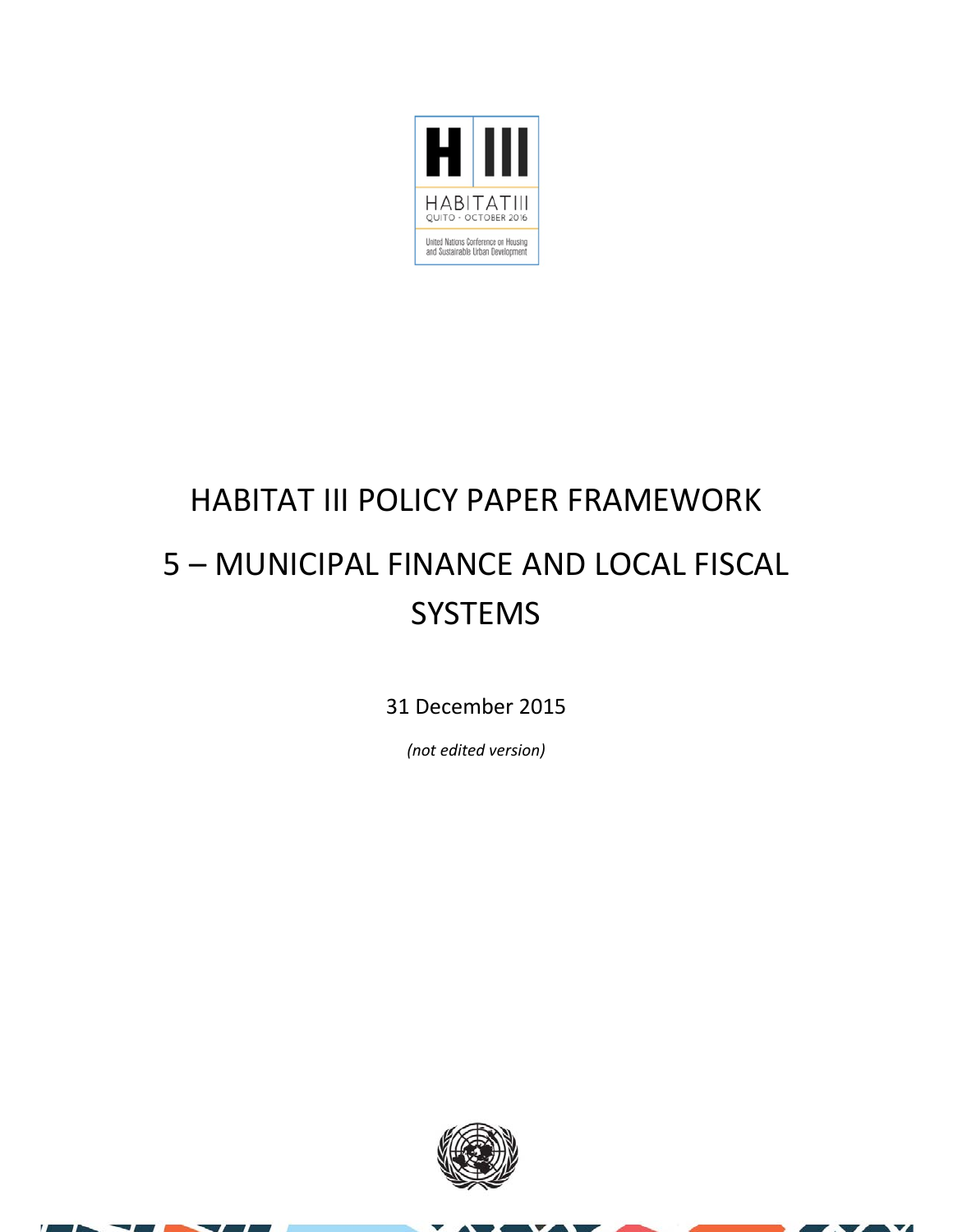# HABITAT III POLICY PAPER FRAMEWORK

# 5 – MUNICIPAL FINANCE AND LOCAL FISCAL SYSTEMS

31 December 2015

*(not edited version)*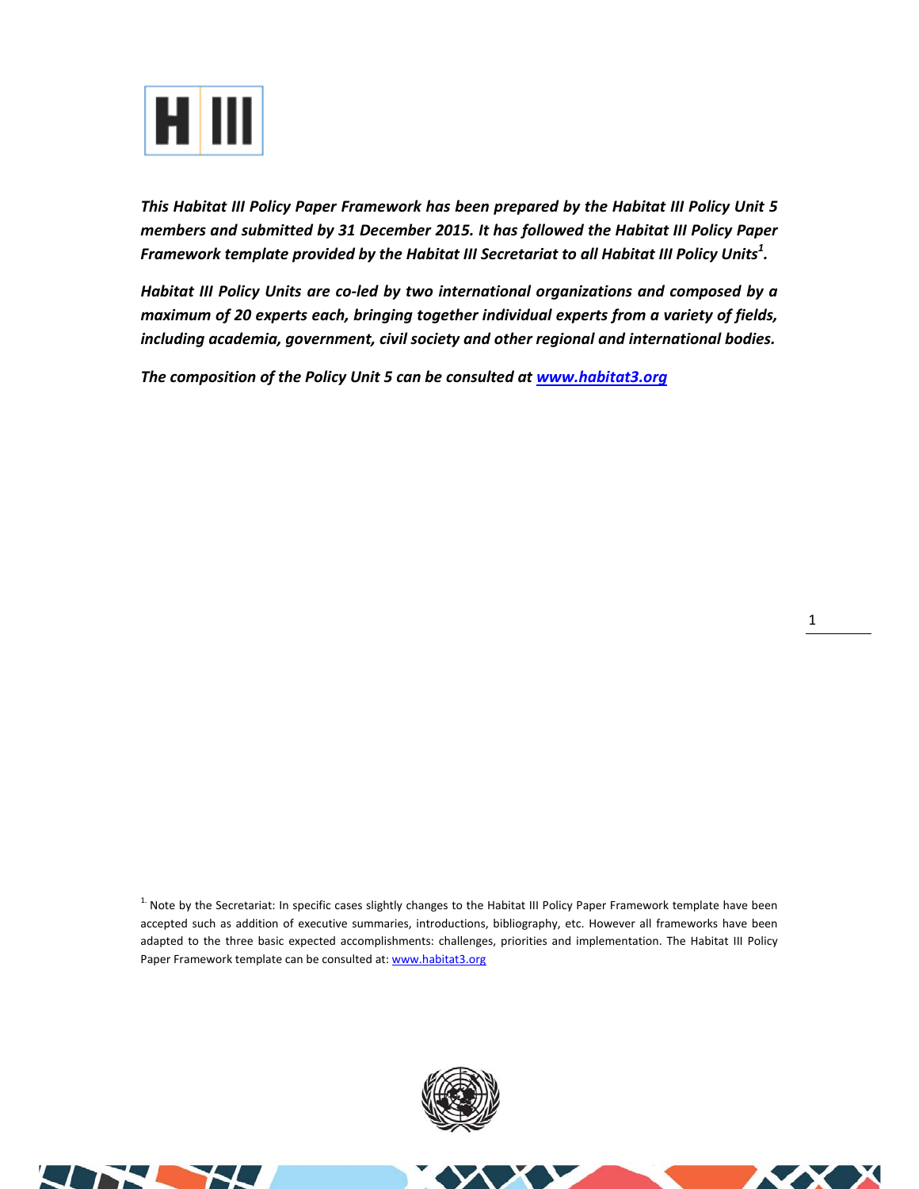***This Habitat III Policy Paper Framework has been prepared by the Habitat III Policy Unit 5 members and submitted by 31 December 2015. It has followed the Habitat III Policy Paper Framework template provided by the Habitat III Secretariat to all Habitat III Policy Units[1].***

***Habitat III Policy Units are co-led by two international organizations and composed by a maximum of 20 experts each, bringing together individual experts from a variety of fields, including academia, government, civil society and other regional and international bodies.***

***The composition of the Policy Unit 5 can be consulted at [www.habitat3.org](http://www.habitat3.org)***

[1] Note by the Secretariat: In specific cases slightly changes to the Habitat III Policy Paper Framework template have been accepted such as addition of executive summaries, introductions, bibliography, etc. However all frameworks have been adapted to the three basic expected accomplishments: challenges, priorities and implementation. The Habitat III Policy Paper Framework template can be consulted at: [www.habitat3.org](http://www.habitat3.org)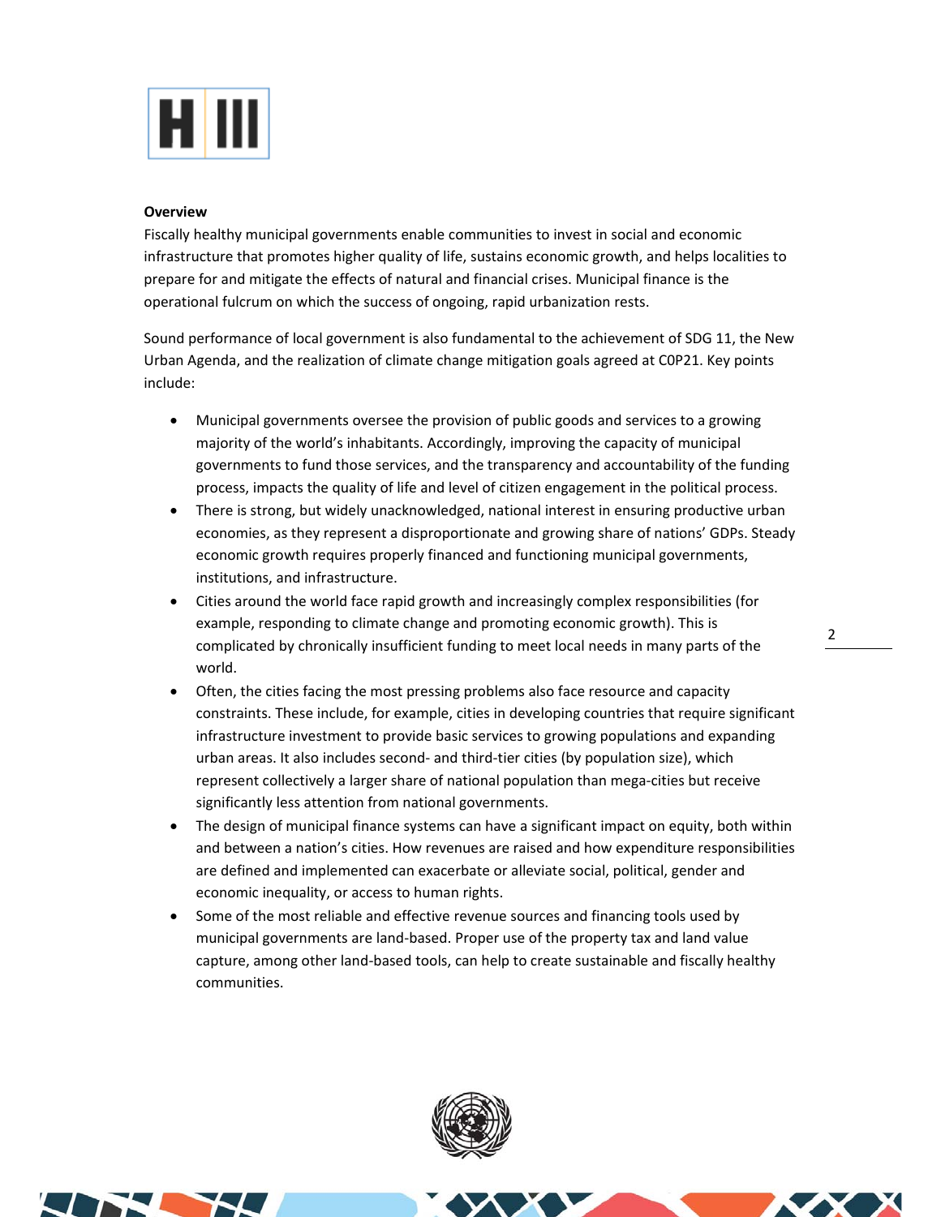**Overview**

Fiscally healthy municipal governments enable communities to invest in social and economic infrastructure that promotes higher quality of life, sustains economic growth, and helps localities to prepare for and mitigate the effects of natural and financial crises. Municipal finance is the operational fulcrum on which the success of ongoing, rapid urbanization rests.

Sound performance of local government is also fundamental to the achievement of SDG 11, the New Urban Agenda, and the realization of climate change mitigation goals agreed at C0P21. Key points include:

- Municipal governments oversee the provision of public goods and services to a growing majority of the world's inhabitants. Accordingly, improving the capacity of municipal governments to fund those services, and the transparency and accountability of the funding process, impacts the quality of life and level of citizen engagement in the political process.
- There is strong, but widely unacknowledged, national interest in ensuring productive urban economies, as they represent a disproportionate and growing share of nations' GDPs. Steady economic growth requires properly financed and functioning municipal governments, institutions, and infrastructure.
- Cities around the world face rapid growth and increasingly complex responsibilities (for example, responding to climate change and promoting economic growth). This is complicated by chronically insufficient funding to meet local needs in many parts of the world.
- Often, the cities facing the most pressing problems also face resource and capacity constraints. These include, for example, cities in developing countries that require significant infrastructure investment to provide basic services to growing populations and expanding urban areas. It also includes second- and third-tier cities (by population size), which represent collectively a larger share of national population than mega-cities but receive significantly less attention from national governments.
- The design of municipal finance systems can have a significant impact on equity, both within and between a nation's cities. How revenues are raised and how expenditure responsibilities are defined and implemented can exacerbate or alleviate social, political, gender and economic inequality, or access to human rights.
- Some of the most reliable and effective revenue sources and financing tools used by municipal governments are land-based. Proper use of the property tax and land value capture, among other land-based tools, can help to create sustainable and fiscally healthy communities.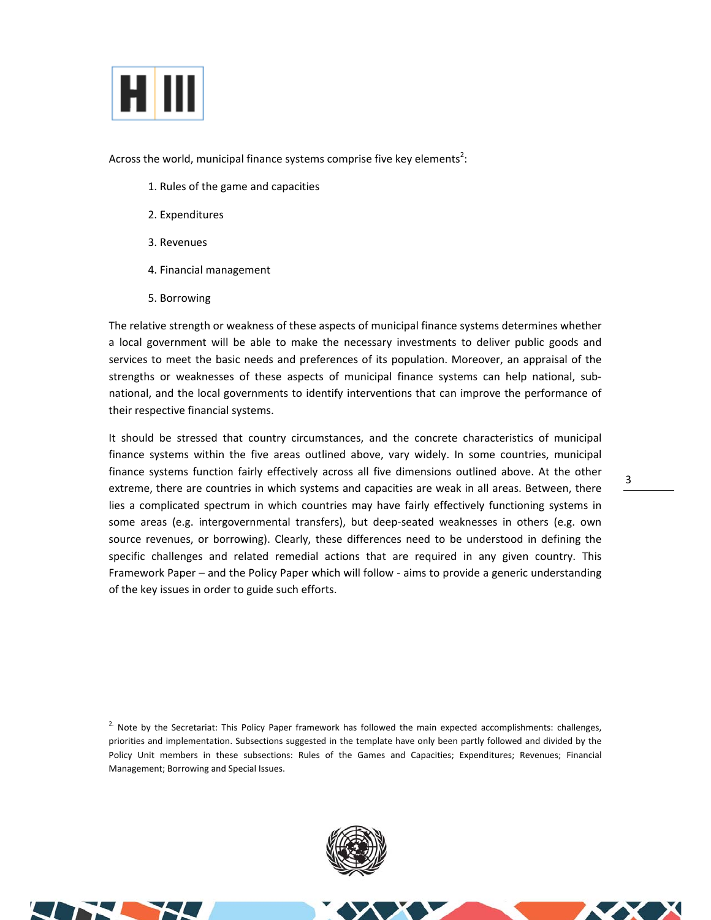Across the world, municipal finance systems comprise five key elements[2]:

1. Rules of the game and capacities
2. Expenditures
3. Revenues
4. Financial management
5. Borrowing

The relative strength or weakness of these aspects of municipal finance systems determines whether a local government will be able to make the necessary investments to deliver public goods and services to meet the basic needs and preferences of its population. Moreover, an appraisal of the strengths or weaknesses of these aspects of municipal finance systems can help national, sub-national, and the local governments to identify interventions that can improve the performance of their respective financial systems.

It should be stressed that country circumstances, and the concrete characteristics of municipal finance systems within the five areas outlined above, vary widely. In some countries, municipal finance systems function fairly effectively across all five dimensions outlined above. At the other extreme, there are countries in which systems and capacities are weak in all areas. Between, there lies a complicated spectrum in which countries may have fairly effectively functioning systems in some areas (e.g. intergovernmental transfers), but deep-seated weaknesses in others (e.g. own source revenues, or borrowing). Clearly, these differences need to be understood in defining the specific challenges and related remedial actions that are required in any given country. This Framework Paper – and the Policy Paper which will follow - aims to provide a generic understanding of the key issues in order to guide such efforts.

[2] Note by the Secretariat: This Policy Paper framework has followed the main expected accomplishments: challenges, priorities and implementation. Subsections suggested in the template have only been partly followed and divided by the Policy Unit members in these subsections: Rules of the Games and Capacities; Expenditures; Revenues; Financial Management; Borrowing and Special Issues.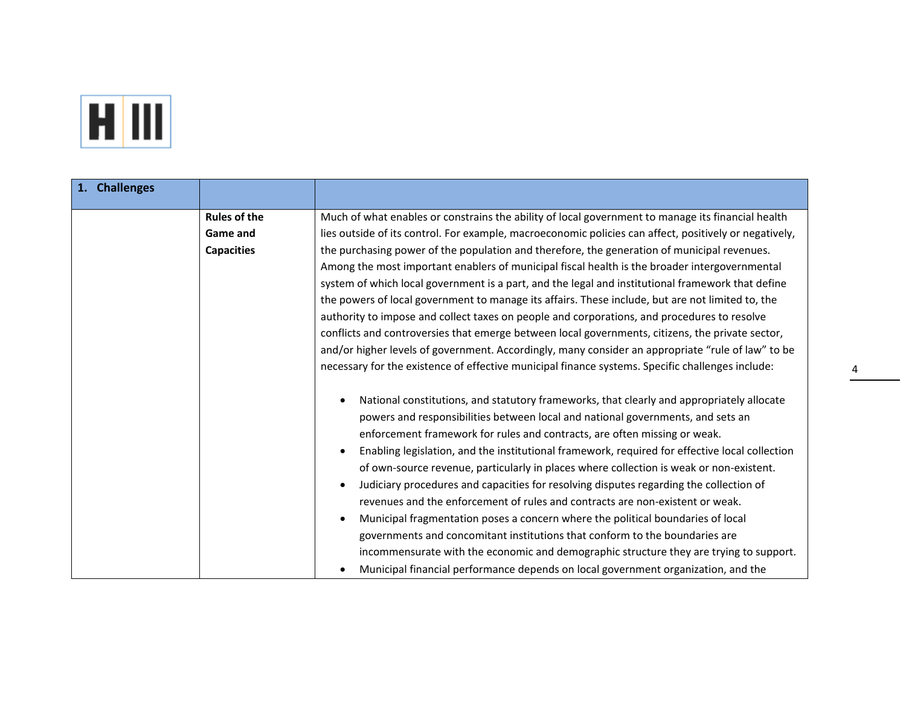| 1. Challenges | | |
|---|---|---|
| | **Rules of the Game and Capacities** | Much of what enables or constrains the ability of local government to manage its financial health lies outside of its control. For example, macroeconomic policies can affect, positively or negatively, the purchasing power of the population and therefore, the generation of municipal revenues. Among the most important enablers of municipal fiscal health is the broader intergovernmental system of which local government is a part, and the legal and institutional framework that define the powers of local government to manage its affairs. These include, but are not limited to, the authority to impose and collect taxes on people and corporations, and procedures to resolve conflicts and controversies that emerge between local governments, citizens, the private sector, and/or higher levels of government. Accordingly, many consider an appropriate "rule of law" to be necessary for the existence of effective municipal finance systems. Specific challenges include:<br><br>• National constitutions, and statutory frameworks, that clearly and appropriately allocate powers and responsibilities between local and national governments, and sets an enforcement framework for rules and contracts, are often missing or weak.<br>• Enabling legislation, and the institutional framework, required for effective local collection of own-source revenue, particularly in places where collection is weak or non-existent.<br>• Judiciary procedures and capacities for resolving disputes regarding the collection of revenues and the enforcement of rules and contracts are non-existent or weak.<br>• Municipal fragmentation poses a concern where the political boundaries of local governments and concomitant institutions that conform to the boundaries are incommensurate with the economic and demographic structure they are trying to support.<br>• Municipal financial performance depends on local government organization, and the |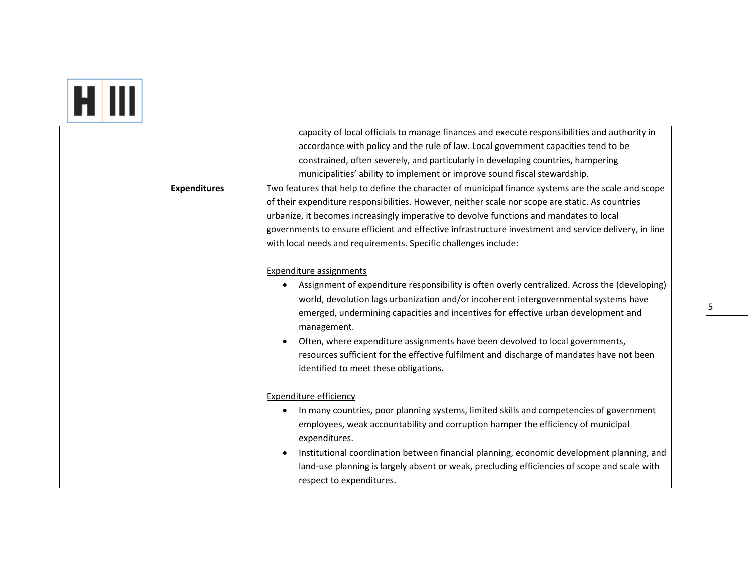| | | |
|---|---|---|
| | | capacity of local officials to manage finances and execute responsibilities and authority in accordance with policy and the rule of law. Local government capacities tend to be constrained, often severely, and particularly in developing countries, hampering municipalities' ability to implement or improve sound fiscal stewardship. |
| | **Expenditures** | Two features that help to define the character of municipal finance systems are the scale and scope of their expenditure responsibilities. However, neither scale nor scope are static. As countries urbanize, it becomes increasingly imperative to devolve functions and mandates to local governments to ensure efficient and effective infrastructure investment and service delivery, in line with local needs and requirements. Specific challenges include:<br><br><u>Expenditure assignments</u><br>• Assignment of expenditure responsibility is often overly centralized. Across the (developing) world, devolution lags urbanization and/or incoherent intergovernmental systems have emerged, undermining capacities and incentives for effective urban development and management.<br>• Often, where expenditure assignments have been devolved to local governments, resources sufficient for the effective fulfilment and discharge of mandates have not been identified to meet these obligations.<br><br><u>Expenditure efficiency</u><br>• In many countries, poor planning systems, limited skills and competencies of government employees, weak accountability and corruption hamper the efficiency of municipal expenditures.<br>• Institutional coordination between financial planning, economic development planning, and land-use planning is largely absent or weak, precluding efficiencies of scope and scale with respect to expenditures. |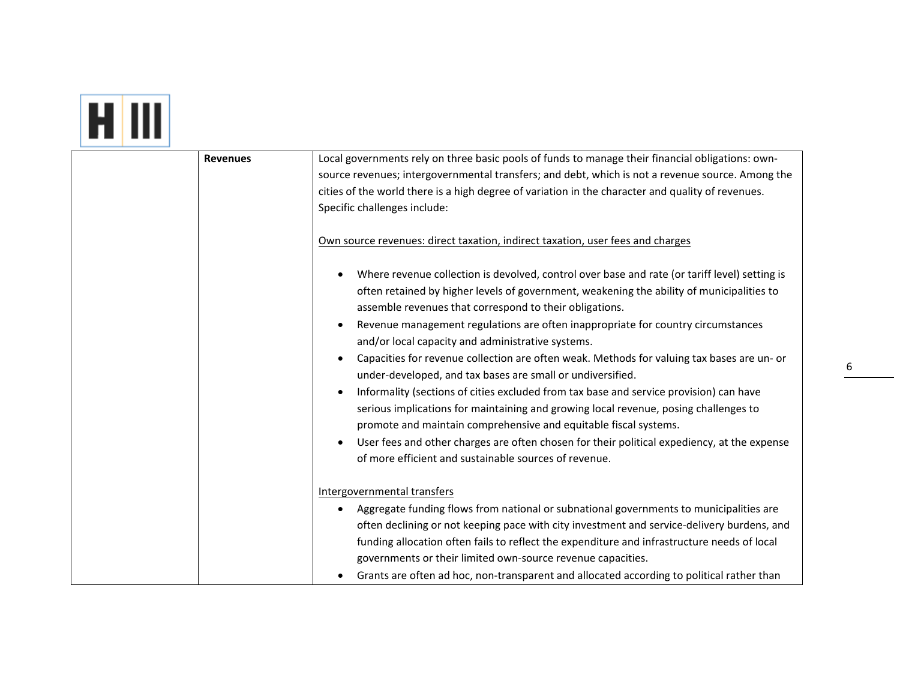| | | |
|---|---|---|
| | **Revenues** | Local governments rely on three basic pools of funds to manage their financial obligations: own-source revenues; intergovernmental transfers; and debt, which is not a revenue source. Among the cities of the world there is a high degree of variation in the character and quality of revenues. Specific challenges include:<br><br><u>Own source revenues: direct taxation, indirect taxation, user fees and charges</u><br><br>• Where revenue collection is devolved, control over base and rate (or tariff level) setting is often retained by higher levels of government, weakening the ability of municipalities to assemble revenues that correspond to their obligations.<br>• Revenue management regulations are often inappropriate for country circumstances and/or local capacity and administrative systems.<br>• Capacities for revenue collection are often weak. Methods for valuing tax bases are un- or under-developed, and tax bases are small or undiversified.<br>• Informality (sections of cities excluded from tax base and service provision) can have serious implications for maintaining and growing local revenue, posing challenges to promote and maintain comprehensive and equitable fiscal systems.<br>• User fees and other charges are often chosen for their political expediency, at the expense of more efficient and sustainable sources of revenue.<br><br><u>Intergovernmental transfers</u><br>• Aggregate funding flows from national or subnational governments to municipalities are often declining or not keeping pace with city investment and service-delivery burdens, and funding allocation often fails to reflect the expenditure and infrastructure needs of local governments or their limited own-source revenue capacities.<br>• Grants are often ad hoc, non-transparent and allocated according to political rather than |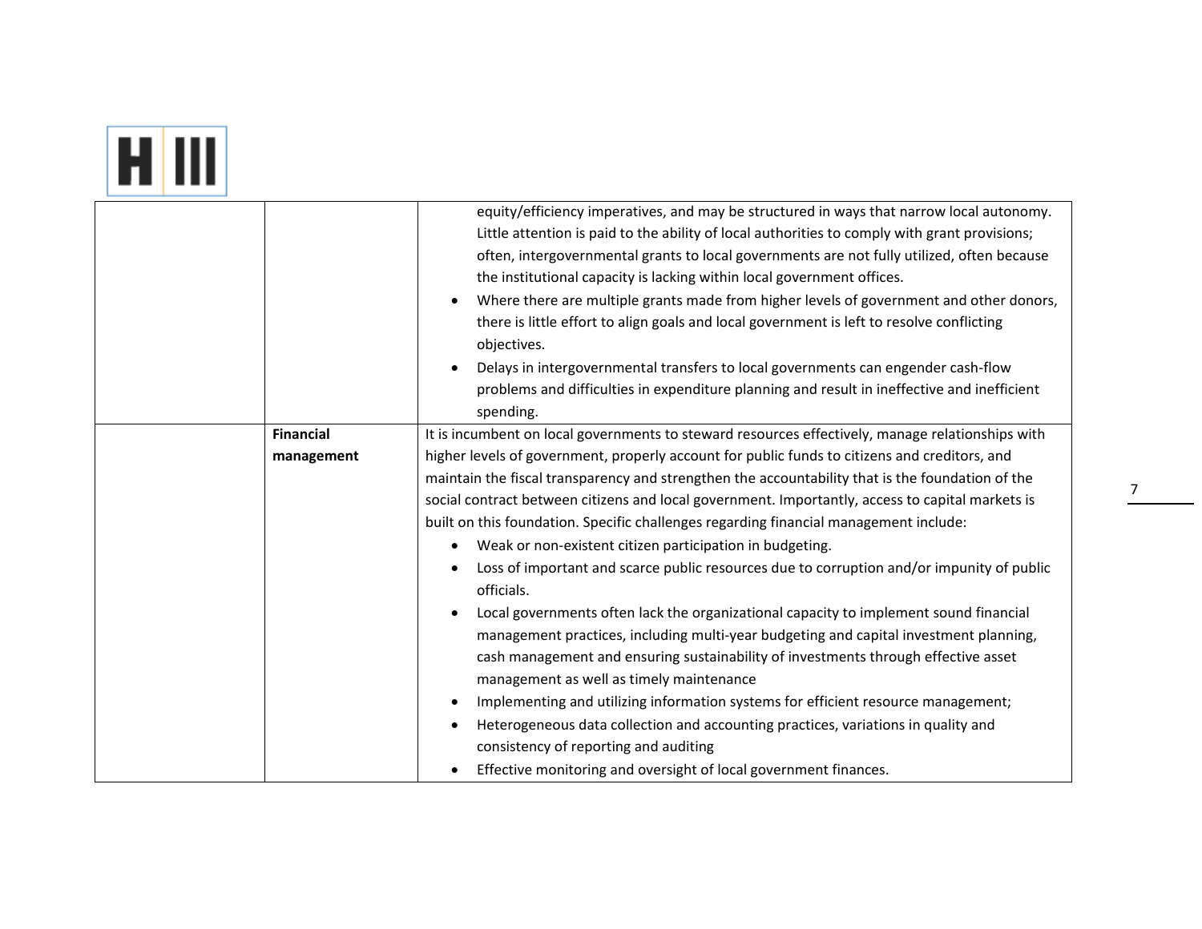| | | |
|---|---|---|
| | | equity/efficiency imperatives, and may be structured in ways that narrow local autonomy. Little attention is paid to the ability of local authorities to comply with grant provisions; often, intergovernmental grants to local governments are not fully utilized, often because the institutional capacity is lacking within local government offices.<br>• Where there are multiple grants made from higher levels of government and other donors, there is little effort to align goals and local government is left to resolve conflicting objectives.<br>• Delays in intergovernmental transfers to local governments can engender cash-flow problems and difficulties in expenditure planning and result in ineffective and inefficient spending. |
| | **Financial management** | It is incumbent on local governments to steward resources effectively, manage relationships with higher levels of government, properly account for public funds to citizens and creditors, and maintain the fiscal transparency and strengthen the accountability that is the foundation of the social contract between citizens and local government. Importantly, access to capital markets is built on this foundation. Specific challenges regarding financial management include:<br>• Weak or non-existent citizen participation in budgeting.<br>• Loss of important and scarce public resources due to corruption and/or impunity of public officials.<br>• Local governments often lack the organizational capacity to implement sound financial management practices, including multi-year budgeting and capital investment planning, cash management and ensuring sustainability of investments through effective asset management as well as timely maintenance<br>• Implementing and utilizing information systems for efficient resource management;<br>• Heterogeneous data collection and accounting practices, variations in quality and consistency of reporting and auditing<br>• Effective monitoring and oversight of local government finances. |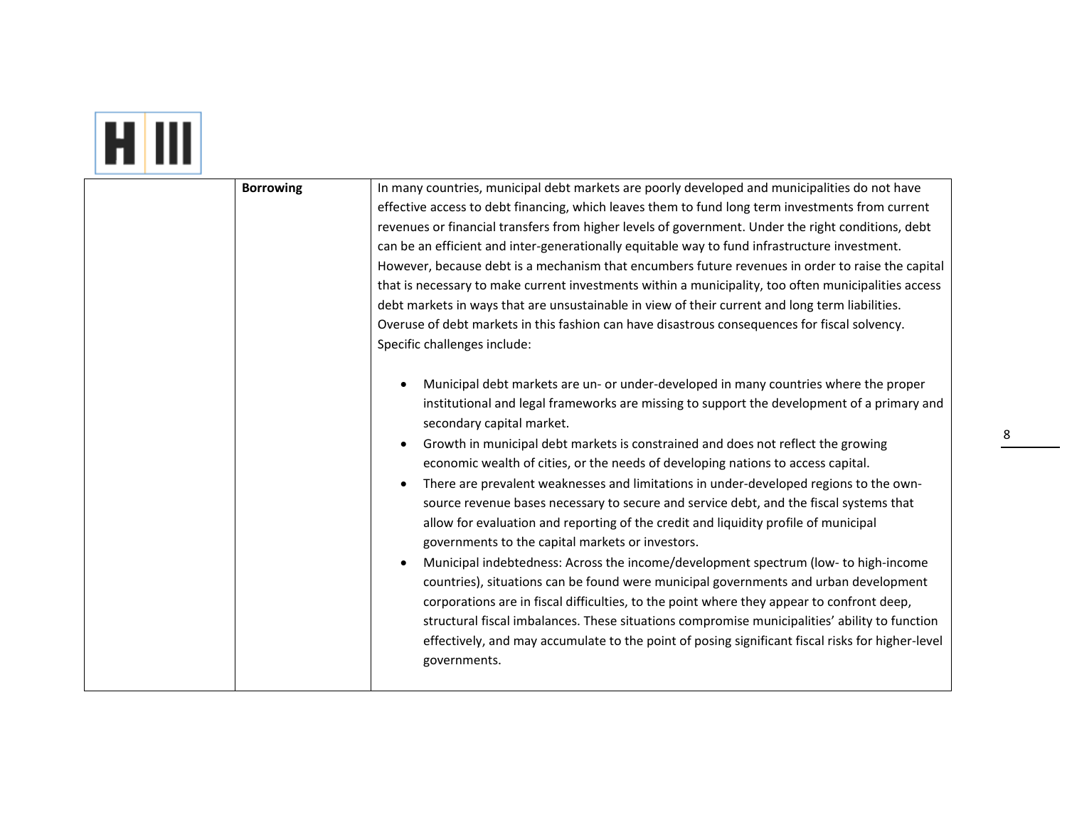| | | |
|---|---|---|
| | **Borrowing** | In many countries, municipal debt markets are poorly developed and municipalities do not have effective access to debt financing, which leaves them to fund long term investments from current revenues or financial transfers from higher levels of government. Under the right conditions, debt can be an efficient and inter-generationally equitable way to fund infrastructure investment. However, because debt is a mechanism that encumbers future revenues in order to raise the capital that is necessary to make current investments within a municipality, too often municipalities access debt markets in ways that are unsustainable in view of their current and long term liabilities. Overuse of debt markets in this fashion can have disastrous consequences for fiscal solvency. Specific challenges include:<br><br>• Municipal debt markets are un- or under-developed in many countries where the proper institutional and legal frameworks are missing to support the development of a primary and secondary capital market.<br>• Growth in municipal debt markets is constrained and does not reflect the growing economic wealth of cities, or the needs of developing nations to access capital.<br>• There are prevalent weaknesses and limitations in under-developed regions to the own-source revenue bases necessary to secure and service debt, and the fiscal systems that allow for evaluation and reporting of the credit and liquidity profile of municipal governments to the capital markets or investors.<br>• Municipal indebtedness: Across the income/development spectrum (low- to high-income countries), situations can be found were municipal governments and urban development corporations are in fiscal difficulties, to the point where they appear to confront deep, structural fiscal imbalances. These situations compromise municipalities' ability to function effectively, and may accumulate to the point of posing significant fiscal risks for higher-level governments. |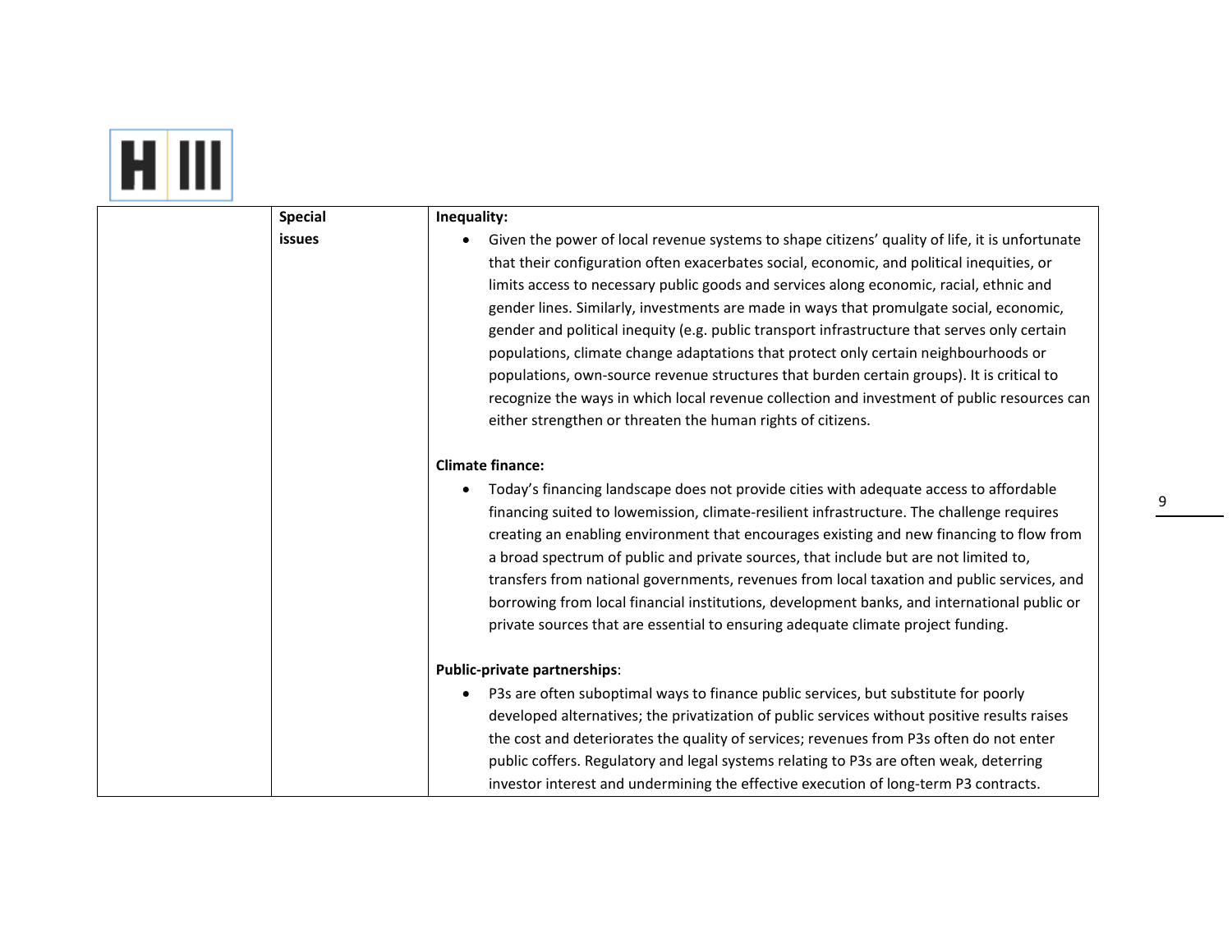| | Special issues | **Inequality:**<br>• Given the power of local revenue systems to shape citizens' quality of life, it is unfortunate that their configuration often exacerbates social, economic, and political inequities, or limits access to necessary public goods and services along economic, racial, ethnic and gender lines. Similarly, investments are made in ways that promulgate social, economic, gender and political inequity (e.g. public transport infrastructure that serves only certain populations, climate change adaptations that protect only certain neighbourhoods or populations, own-source revenue structures that burden certain groups). It is critical to recognize the ways in which local revenue collection and investment of public resources can either strengthen or threaten the human rights of citizens.<br><br>**Climate finance:**<br>• Today's financing landscape does not provide cities with adequate access to affordable financing suited to lowemission, climate-resilient infrastructure. The challenge requires creating an enabling environment that encourages existing and new financing to flow from a broad spectrum of public and private sources, that include but are not limited to, transfers from national governments, revenues from local taxation and public services, and borrowing from local financial institutions, development banks, and international public or private sources that are essential to ensuring adequate climate project funding.<br><br>**Public-private partnerships**:<br>• P3s are often suboptimal ways to finance public services, but substitute for poorly developed alternatives; the privatization of public services without positive results raises the cost and deteriorates the quality of services; revenues from P3s often do not enter public coffers. Regulatory and legal systems relating to P3s are often weak, deterring investor interest and undermining the effective execution of long-term P3 contracts. |
|---|---|---|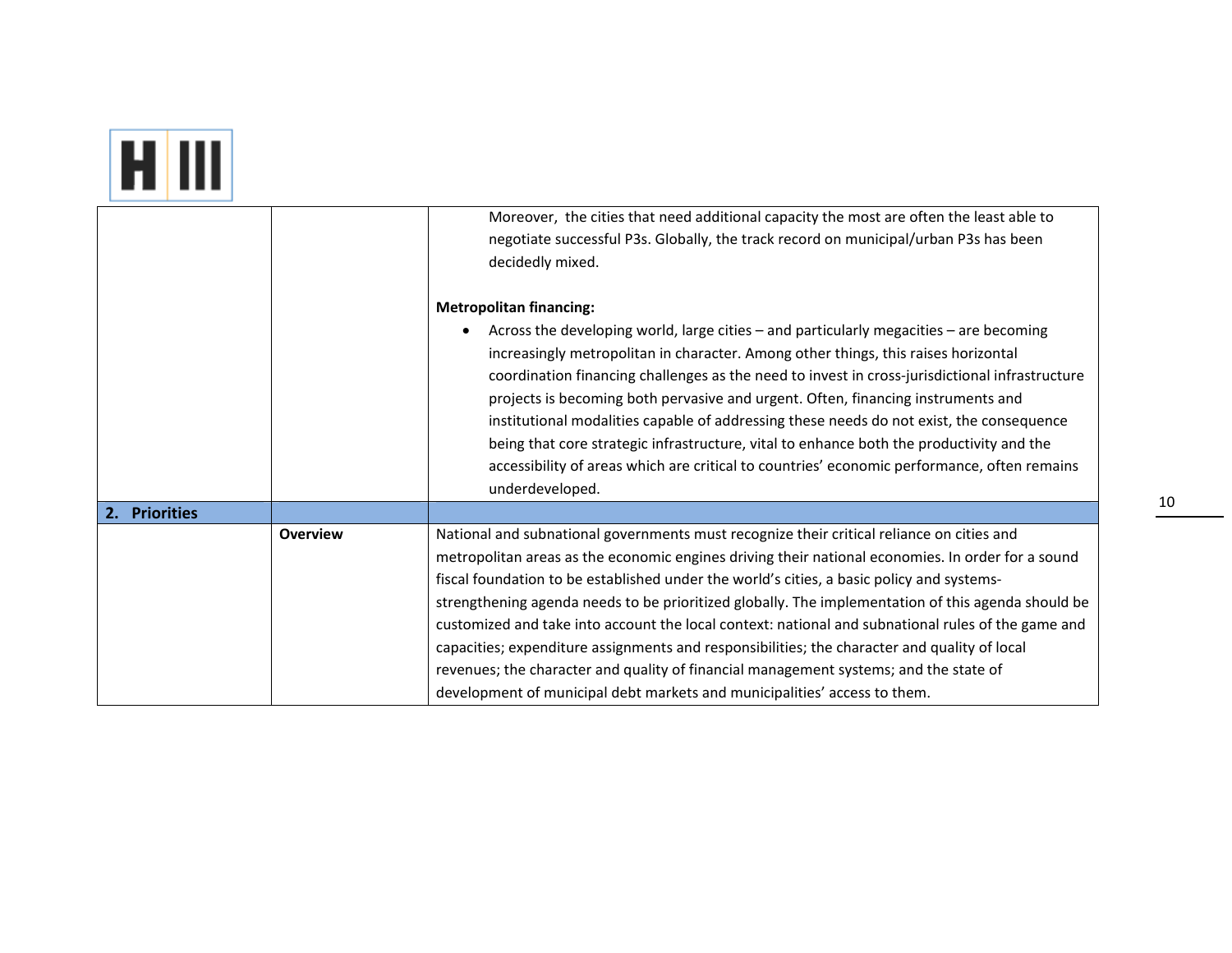| | | |
|---|---|---|
| | | Moreover, the cities that need additional capacity the most are often the least able to negotiate successful P3s. Globally, the track record on municipal/urban P3s has been decidedly mixed.<br><br>**Metropolitan financing:**<br>• Across the developing world, large cities – and particularly megacities – are becoming increasingly metropolitan in character. Among other things, this raises horizontal coordination financing challenges as the need to invest in cross-jurisdictional infrastructure projects is becoming both pervasive and urgent. Often, financing instruments and institutional modalities capable of addressing these needs do not exist, the consequence being that core strategic infrastructure, vital to enhance both the productivity and the accessibility of areas which are critical to countries' economic performance, often remains underdeveloped. |
| **2. Priorities** | | |
| | **Overview** | National and subnational governments must recognize their critical reliance on cities and metropolitan areas as the economic engines driving their national economies. In order for a sound fiscal foundation to be established under the world's cities, a basic policy and systems-strengthening agenda needs to be prioritized globally. The implementation of this agenda should be customized and take into account the local context: national and subnational rules of the game and capacities; expenditure assignments and responsibilities; the character and quality of local revenues; the character and quality of financial management systems; and the state of development of municipal debt markets and municipalities' access to them. |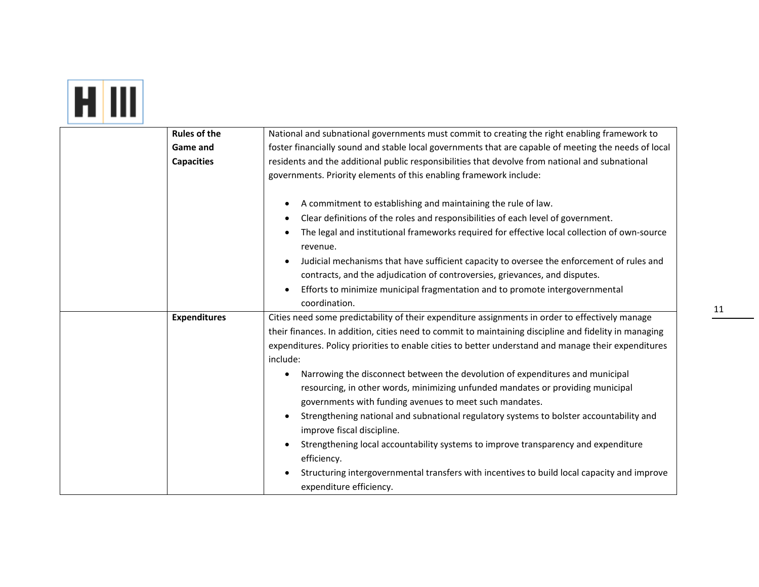| | | |
|---|---|---|
| | **Rules of the Game and Capacities** | National and subnational governments must commit to creating the right enabling framework to foster financially sound and stable local governments that are capable of meeting the needs of local residents and the additional public responsibilities that devolve from national and subnational governments. Priority elements of this enabling framework include:<br><br>• A commitment to establishing and maintaining the rule of law.<br>• Clear definitions of the roles and responsibilities of each level of government.<br>• The legal and institutional frameworks required for effective local collection of own-source revenue.<br>• Judicial mechanisms that have sufficient capacity to oversee the enforcement of rules and contracts, and the adjudication of controversies, grievances, and disputes.<br>• Efforts to minimize municipal fragmentation and to promote intergovernmental coordination. |
| | **Expenditures** | Cities need some predictability of their expenditure assignments in order to effectively manage their finances. In addition, cities need to commit to maintaining discipline and fidelity in managing expenditures. Policy priorities to enable cities to better understand and manage their expenditures include:<br>• Narrowing the disconnect between the devolution of expenditures and municipal resourcing, in other words, minimizing unfunded mandates or providing municipal governments with funding avenues to meet such mandates.<br>• Strengthening national and subnational regulatory systems to bolster accountability and improve fiscal discipline.<br>• Strengthening local accountability systems to improve transparency and expenditure efficiency.<br>• Structuring intergovernmental transfers with incentives to build local capacity and improve expenditure efficiency. |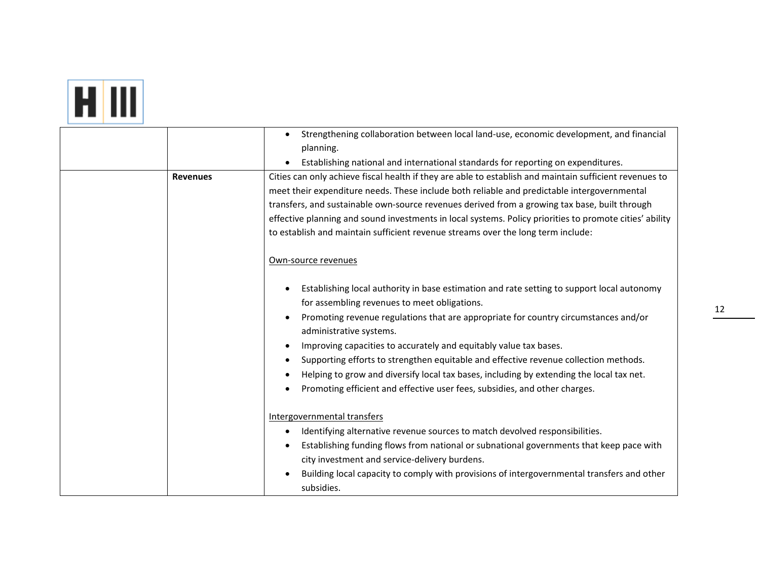| | | |
|---|---|---|
| | | • Strengthening collaboration between local land-use, economic development, and financial planning.<br>• Establishing national and international standards for reporting on expenditures. |
| | **Revenues** | Cities can only achieve fiscal health if they are able to establish and maintain sufficient revenues to meet their expenditure needs. These include both reliable and predictable intergovernmental transfers, and sustainable own-source revenues derived from a growing tax base, built through effective planning and sound investments in local systems. Policy priorities to promote cities' ability to establish and maintain sufficient revenue streams over the long term include:<br><br><u>Own-source revenues</u><br><br>• Establishing local authority in base estimation and rate setting to support local autonomy for assembling revenues to meet obligations.<br>• Promoting revenue regulations that are appropriate for country circumstances and/or administrative systems.<br>• Improving capacities to accurately and equitably value tax bases.<br>• Supporting efforts to strengthen equitable and effective revenue collection methods.<br>• Helping to grow and diversify local tax bases, including by extending the local tax net.<br>• Promoting efficient and effective user fees, subsidies, and other charges.<br><br><u>Intergovernmental transfers</u><br>• Identifying alternative revenue sources to match devolved responsibilities.<br>• Establishing funding flows from national or subnational governments that keep pace with city investment and service-delivery burdens.<br>• Building local capacity to comply with provisions of intergovernmental transfers and other subsidies. |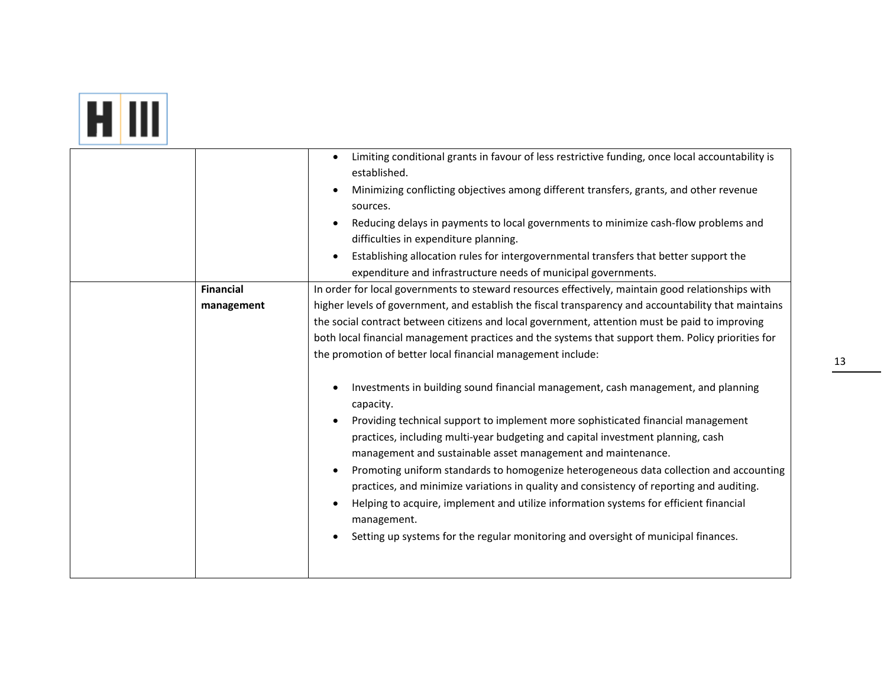| | | |
|---|---|---|
| | | • Limiting conditional grants in favour of less restrictive funding, once local accountability is established.<br>• Minimizing conflicting objectives among different transfers, grants, and other revenue sources.<br>• Reducing delays in payments to local governments to minimize cash-flow problems and difficulties in expenditure planning.<br>• Establishing allocation rules for intergovernmental transfers that better support the expenditure and infrastructure needs of municipal governments. |
| | **Financial management** | In order for local governments to steward resources effectively, maintain good relationships with higher levels of government, and establish the fiscal transparency and accountability that maintains the social contract between citizens and local government, attention must be paid to improving both local financial management practices and the systems that support them. Policy priorities for the promotion of better local financial management include:<br><br>• Investments in building sound financial management, cash management, and planning capacity.<br>• Providing technical support to implement more sophisticated financial management practices, including multi-year budgeting and capital investment planning, cash management and sustainable asset management and maintenance.<br>• Promoting uniform standards to homogenize heterogeneous data collection and accounting practices, and minimize variations in quality and consistency of reporting and auditing.<br>• Helping to acquire, implement and utilize information systems for efficient financial management.<br>• Setting up systems for the regular monitoring and oversight of municipal finances. |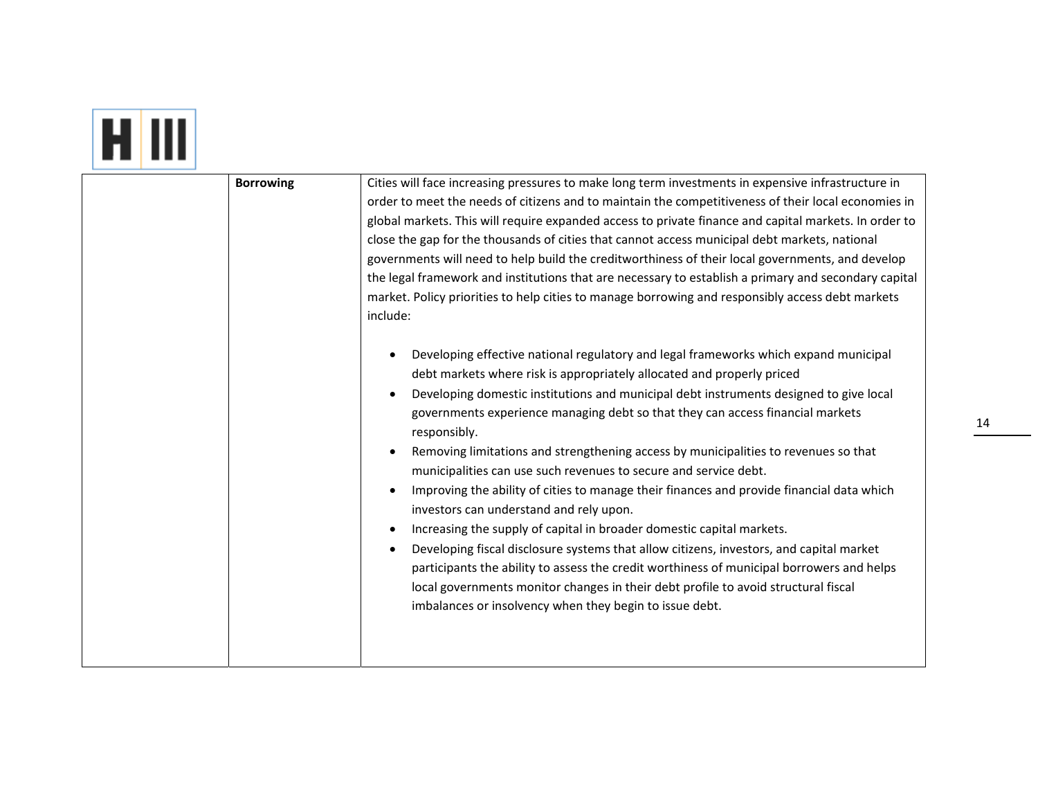| | | |
|---|---|---|
| | **Borrowing** | Cities will face increasing pressures to make long term investments in expensive infrastructure in order to meet the needs of citizens and to maintain the competitiveness of their local economies in global markets. This will require expanded access to private finance and capital markets. In order to close the gap for the thousands of cities that cannot access municipal debt markets, national governments will need to help build the creditworthiness of their local governments, and develop the legal framework and institutions that are necessary to establish a primary and secondary capital market. Policy priorities to help cities to manage borrowing and responsibly access debt markets include:<br><br>• Developing effective national regulatory and legal frameworks which expand municipal debt markets where risk is appropriately allocated and properly priced<br>• Developing domestic institutions and municipal debt instruments designed to give local governments experience managing debt so that they can access financial markets responsibly.<br>• Removing limitations and strengthening access by municipalities to revenues so that municipalities can use such revenues to secure and service debt.<br>• Improving the ability of cities to manage their finances and provide financial data which investors can understand and rely upon.<br>• Increasing the supply of capital in broader domestic capital markets.<br>• Developing fiscal disclosure systems that allow citizens, investors, and capital market participants the ability to assess the credit worthiness of municipal borrowers and helps local governments monitor changes in their debt profile to avoid structural fiscal imbalances or insolvency when they begin to issue debt. |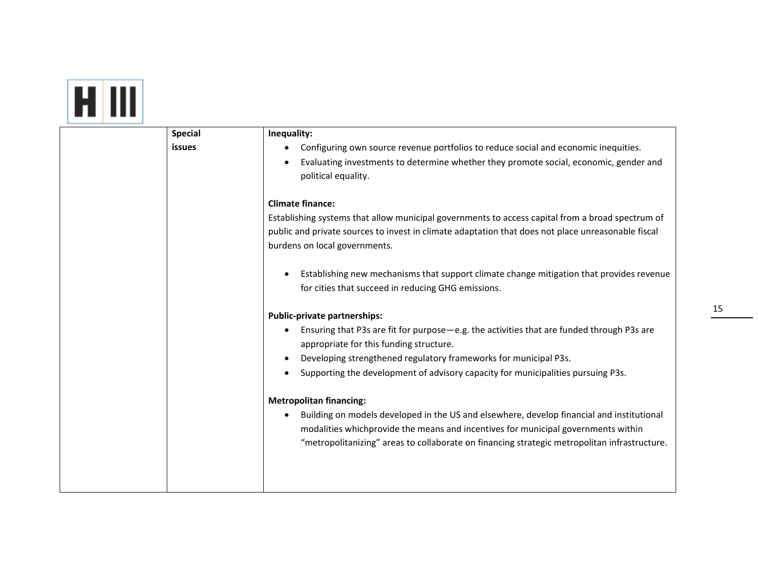| | Special issues | **Inequality:**<br>• Configuring own source revenue portfolios to reduce social and economic inequities.<br>• Evaluating investments to determine whether they promote social, economic, gender and political equality.<br><br>**Climate finance:**<br>Establishing systems that allow municipal governments to access capital from a broad spectrum of public and private sources to invest in climate adaptation that does not place unreasonable fiscal burdens on local governments.<br><br>• Establishing new mechanisms that support climate change mitigation that provides revenue for cities that succeed in reducing GHG emissions.<br><br>**Public-private partnerships:**<br>• Ensuring that P3s are fit for purpose—e.g. the activities that are funded through P3s are appropriate for this funding structure.<br>• Developing strengthened regulatory frameworks for municipal P3s.<br>• Supporting the development of advisory capacity for municipalities pursuing P3s.<br><br>**Metropolitan financing:**<br>• Building on models developed in the US and elsewhere, develop financial and institutional modalities whichprovide the means and incentives for municipal governments within "metropolitanizing" areas to collaborate on financing strategic metropolitan infrastructure. |
|---|---|---|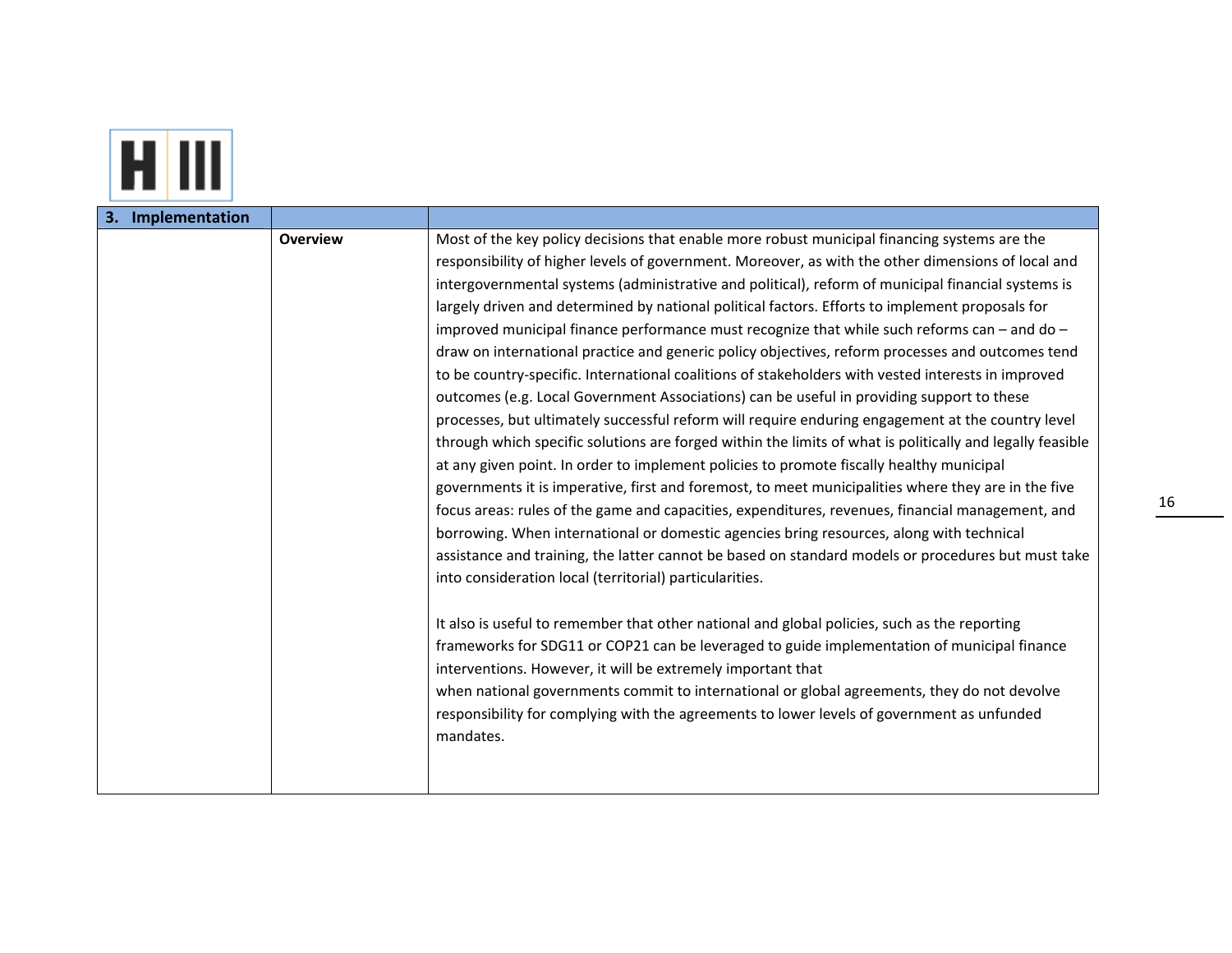| 3. Implementation | | |
|---|---|---|
| | **Overview** | Most of the key policy decisions that enable more robust municipal financing systems are the responsibility of higher levels of government. Moreover, as with the other dimensions of local and intergovernmental systems (administrative and political), reform of municipal financial systems is largely driven and determined by national political factors. Efforts to implement proposals for improved municipal finance performance must recognize that while such reforms can – and do – draw on international practice and generic policy objectives, reform processes and outcomes tend to be country-specific. International coalitions of stakeholders with vested interests in improved outcomes (e.g. Local Government Associations) can be useful in providing support to these processes, but ultimately successful reform will require enduring engagement at the country level through which specific solutions are forged within the limits of what is politically and legally feasible at any given point. In order to implement policies to promote fiscally healthy municipal governments it is imperative, first and foremost, to meet municipalities where they are in the five focus areas: rules of the game and capacities, expenditures, revenues, financial management, and borrowing. When international or domestic agencies bring resources, along with technical assistance and training, the latter cannot be based on standard models or procedures but must take into consideration local (territorial) particularities.<br><br>It also is useful to remember that other national and global policies, such as the reporting frameworks for SDG11 or COP21 can be leveraged to guide implementation of municipal finance interventions. However, it will be extremely important that when national governments commit to international or global agreements, they do not devolve responsibility for complying with the agreements to lower levels of government as unfunded mandates. |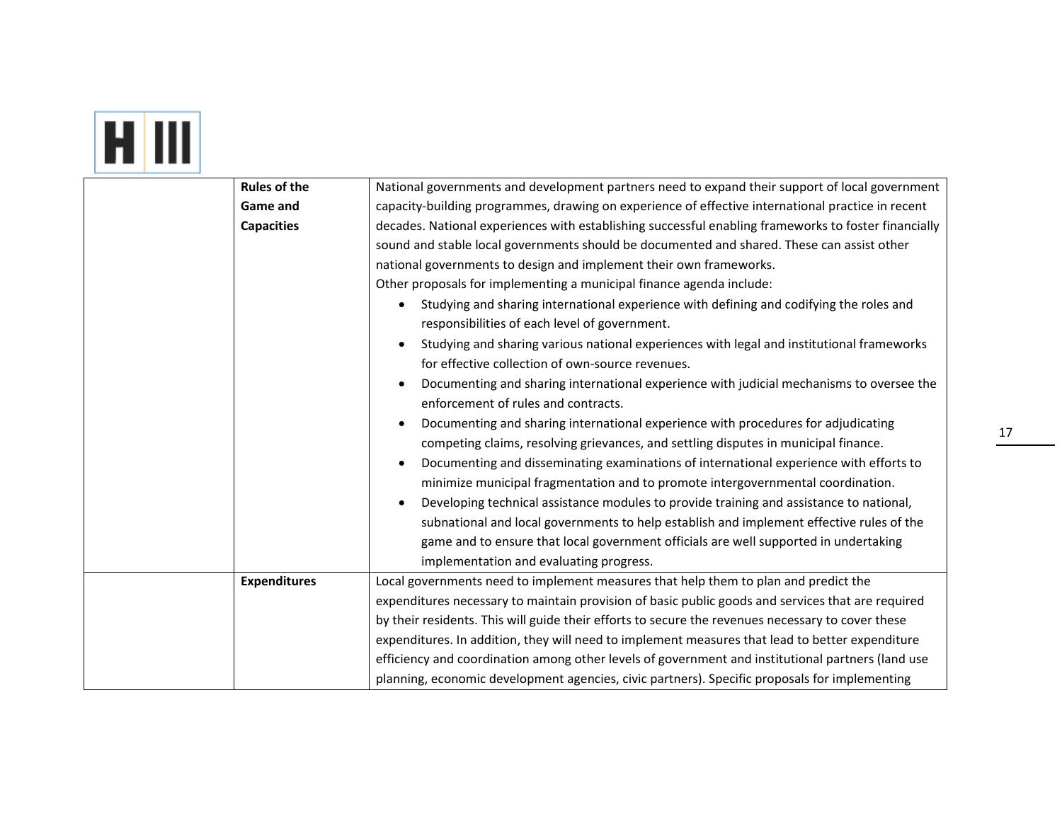| | | |
|---|---|---|
| | **Rules of the Game and Capacities** | National governments and development partners need to expand their support of local government capacity-building programmes, drawing on experience of effective international practice in recent decades. National experiences with establishing successful enabling frameworks to foster financially sound and stable local governments should be documented and shared. These can assist other national governments to design and implement their own frameworks.<br>Other proposals for implementing a municipal finance agenda include:<br>• Studying and sharing international experience with defining and codifying the roles and responsibilities of each level of government.<br>• Studying and sharing various national experiences with legal and institutional frameworks for effective collection of own-source revenues.<br>• Documenting and sharing international experience with judicial mechanisms to oversee the enforcement of rules and contracts.<br>• Documenting and sharing international experience with procedures for adjudicating competing claims, resolving grievances, and settling disputes in municipal finance.<br>• Documenting and disseminating examinations of international experience with efforts to minimize municipal fragmentation and to promote intergovernmental coordination.<br>• Developing technical assistance modules to provide training and assistance to national, subnational and local governments to help establish and implement effective rules of the game and to ensure that local government officials are well supported in undertaking implementation and evaluating progress. |
| | **Expenditures** | Local governments need to implement measures that help them to plan and predict the expenditures necessary to maintain provision of basic public goods and services that are required by their residents. This will guide their efforts to secure the revenues necessary to cover these expenditures. In addition, they will need to implement measures that lead to better expenditure efficiency and coordination among other levels of government and institutional partners (land use planning, economic development agencies, civic partners). Specific proposals for implementing |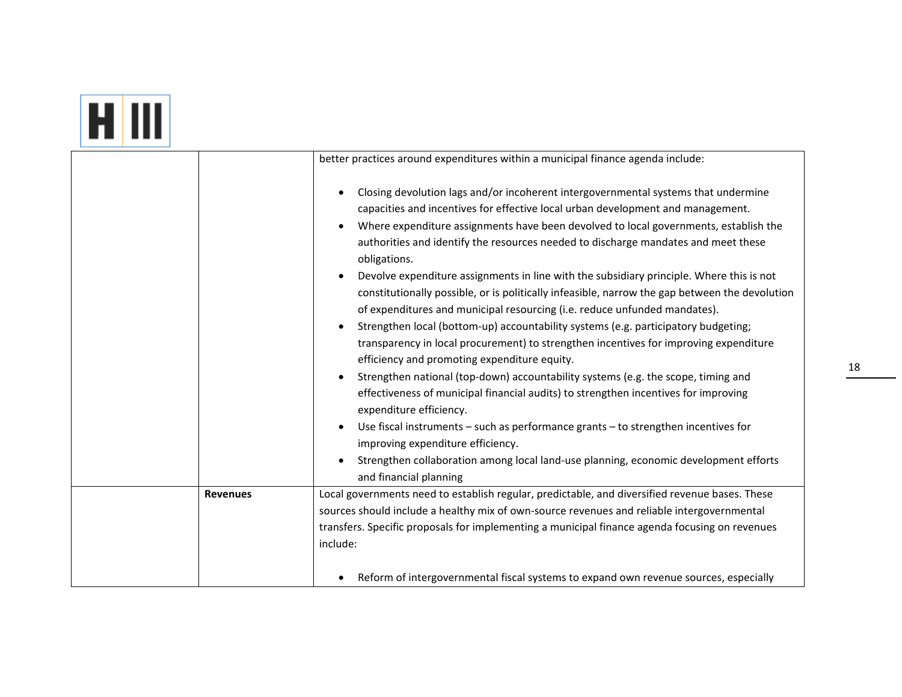| | | |
|---|---|---|
| | | better practices around expenditures within a municipal finance agenda include:<br><br>• Closing devolution lags and/or incoherent intergovernmental systems that undermine capacities and incentives for effective local urban development and management.<br>• Where expenditure assignments have been devolved to local governments, establish the authorities and identify the resources needed to discharge mandates and meet these obligations.<br>• Devolve expenditure assignments in line with the subsidiary principle. Where this is not constitutionally possible, or is politically infeasible, narrow the gap between the devolution of expenditures and municipal resourcing (i.e. reduce unfunded mandates).<br>• Strengthen local (bottom-up) accountability systems (e.g. participatory budgeting; transparency in local procurement) to strengthen incentives for improving expenditure efficiency and promoting expenditure equity.<br>• Strengthen national (top-down) accountability systems (e.g. the scope, timing and effectiveness of municipal financial audits) to strengthen incentives for improving expenditure efficiency.<br>• Use fiscal instruments – such as performance grants – to strengthen incentives for improving expenditure efficiency.<br>• Strengthen collaboration among local land-use planning, economic development efforts and financial planning |
| | **Revenues** | Local governments need to establish regular, predictable, and diversified revenue bases. These sources should include a healthy mix of own-source revenues and reliable intergovernmental transfers. Specific proposals for implementing a municipal finance agenda focusing on revenues include:<br><br>• Reform of intergovernmental fiscal systems to expand own revenue sources, especially |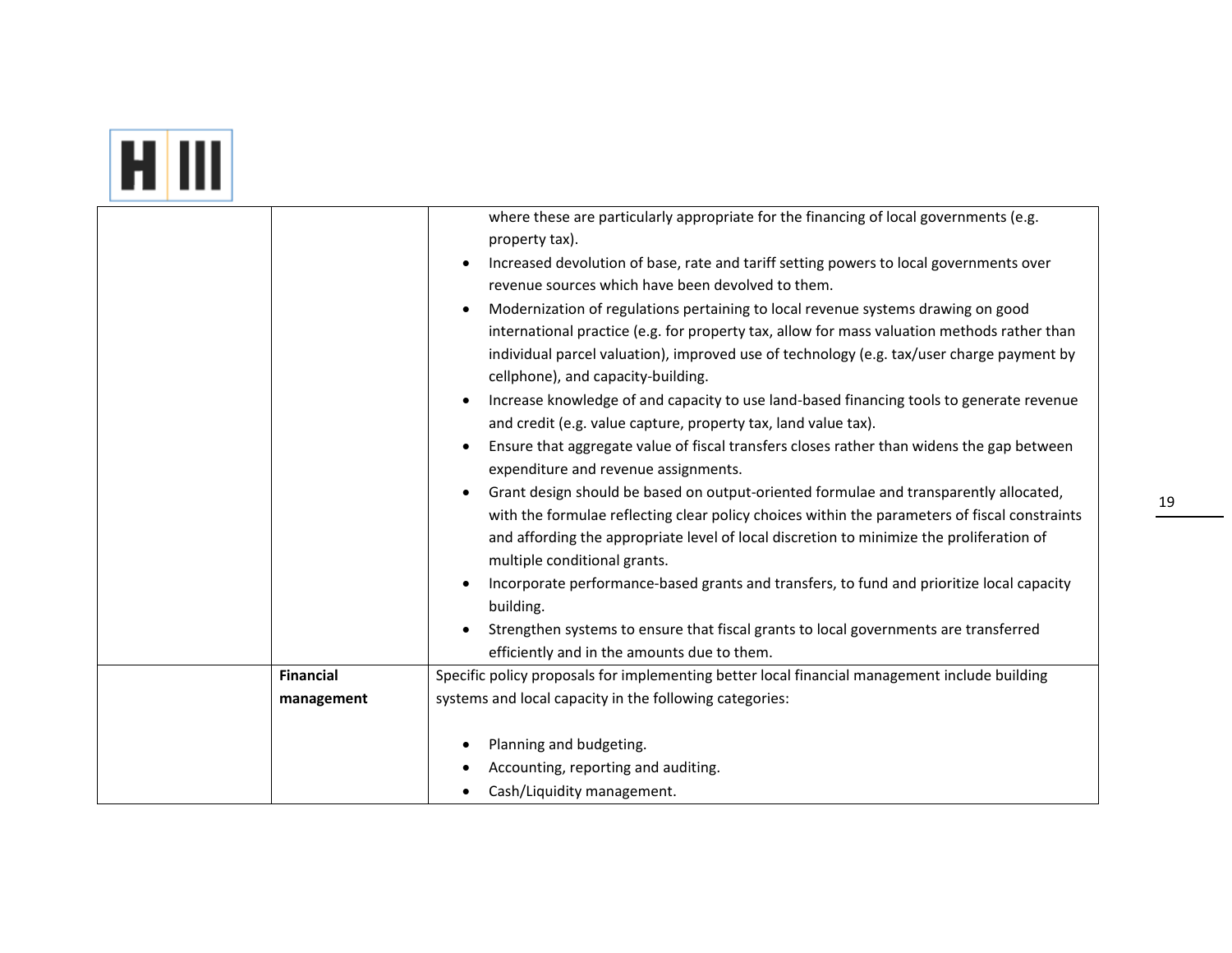| | | |
|---|---|---|
| | | where these are particularly appropriate for the financing of local governments (e.g. property tax).<br>• Increased devolution of base, rate and tariff setting powers to local governments over revenue sources which have been devolved to them.<br>• Modernization of regulations pertaining to local revenue systems drawing on good international practice (e.g. for property tax, allow for mass valuation methods rather than individual parcel valuation), improved use of technology (e.g. tax/user charge payment by cellphone), and capacity-building.<br>• Increase knowledge of and capacity to use land-based financing tools to generate revenue and credit (e.g. value capture, property tax, land value tax).<br>• Ensure that aggregate value of fiscal transfers closes rather than widens the gap between expenditure and revenue assignments.<br>• Grant design should be based on output-oriented formulae and transparently allocated, with the formulae reflecting clear policy choices within the parameters of fiscal constraints and affording the appropriate level of local discretion to minimize the proliferation of multiple conditional grants.<br>• Incorporate performance-based grants and transfers, to fund and prioritize local capacity building.<br>• Strengthen systems to ensure that fiscal grants to local governments are transferred efficiently and in the amounts due to them. |
| | **Financial management** | Specific policy proposals for implementing better local financial management include building systems and local capacity in the following categories:<br><br>• Planning and budgeting.<br>• Accounting, reporting and auditing.<br>• Cash/Liquidity management. |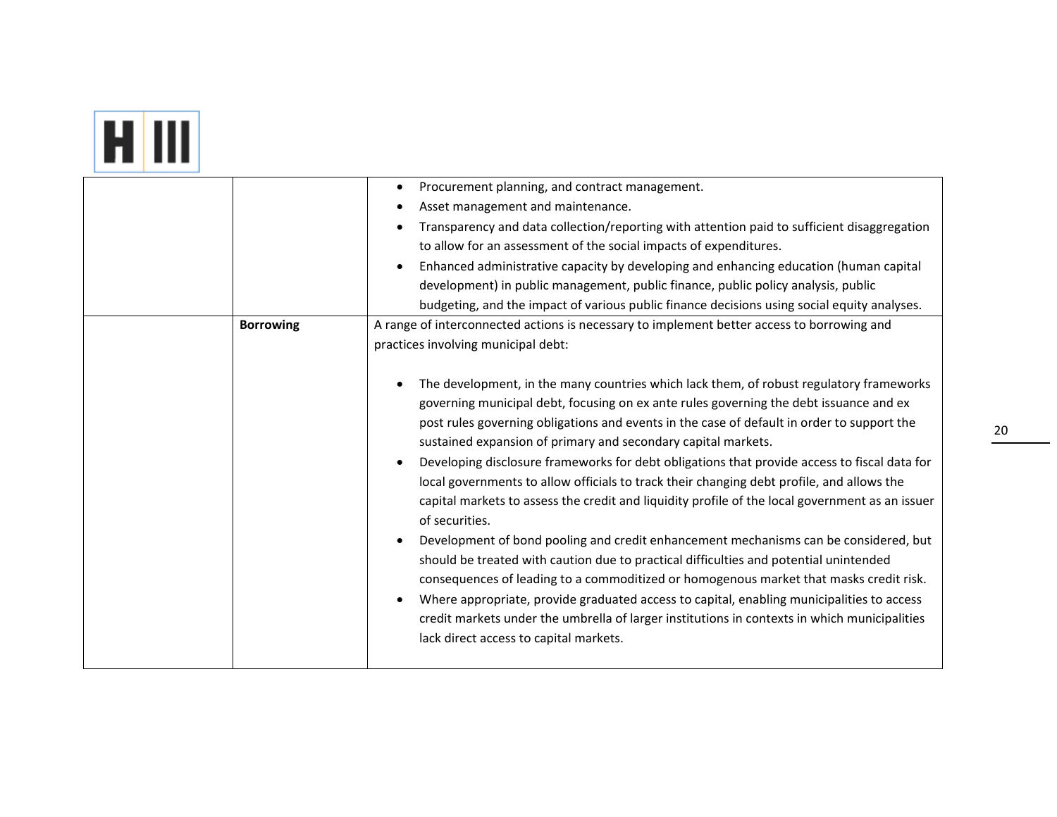| | | |
|---|---|---|
| | | • Procurement planning, and contract management.<br>• Asset management and maintenance.<br>• Transparency and data collection/reporting with attention paid to sufficient disaggregation to allow for an assessment of the social impacts of expenditures.<br>• Enhanced administrative capacity by developing and enhancing education (human capital development) in public management, public finance, public policy analysis, public budgeting, and the impact of various public finance decisions using social equity analyses. |
| | **Borrowing** | A range of interconnected actions is necessary to implement better access to borrowing and practices involving municipal debt:<br><br>• The development, in the many countries which lack them, of robust regulatory frameworks governing municipal debt, focusing on ex ante rules governing the debt issuance and ex post rules governing obligations and events in the case of default in order to support the sustained expansion of primary and secondary capital markets.<br>• Developing disclosure frameworks for debt obligations that provide access to fiscal data for local governments to allow officials to track their changing debt profile, and allows the capital markets to assess the credit and liquidity profile of the local government as an issuer of securities.<br>• Development of bond pooling and credit enhancement mechanisms can be considered, but should be treated with caution due to practical difficulties and potential unintended consequences of leading to a commoditized or homogenous market that masks credit risk.<br>• Where appropriate, provide graduated access to capital, enabling municipalities to access credit markets under the umbrella of larger institutions in contexts in which municipalities lack direct access to capital markets. |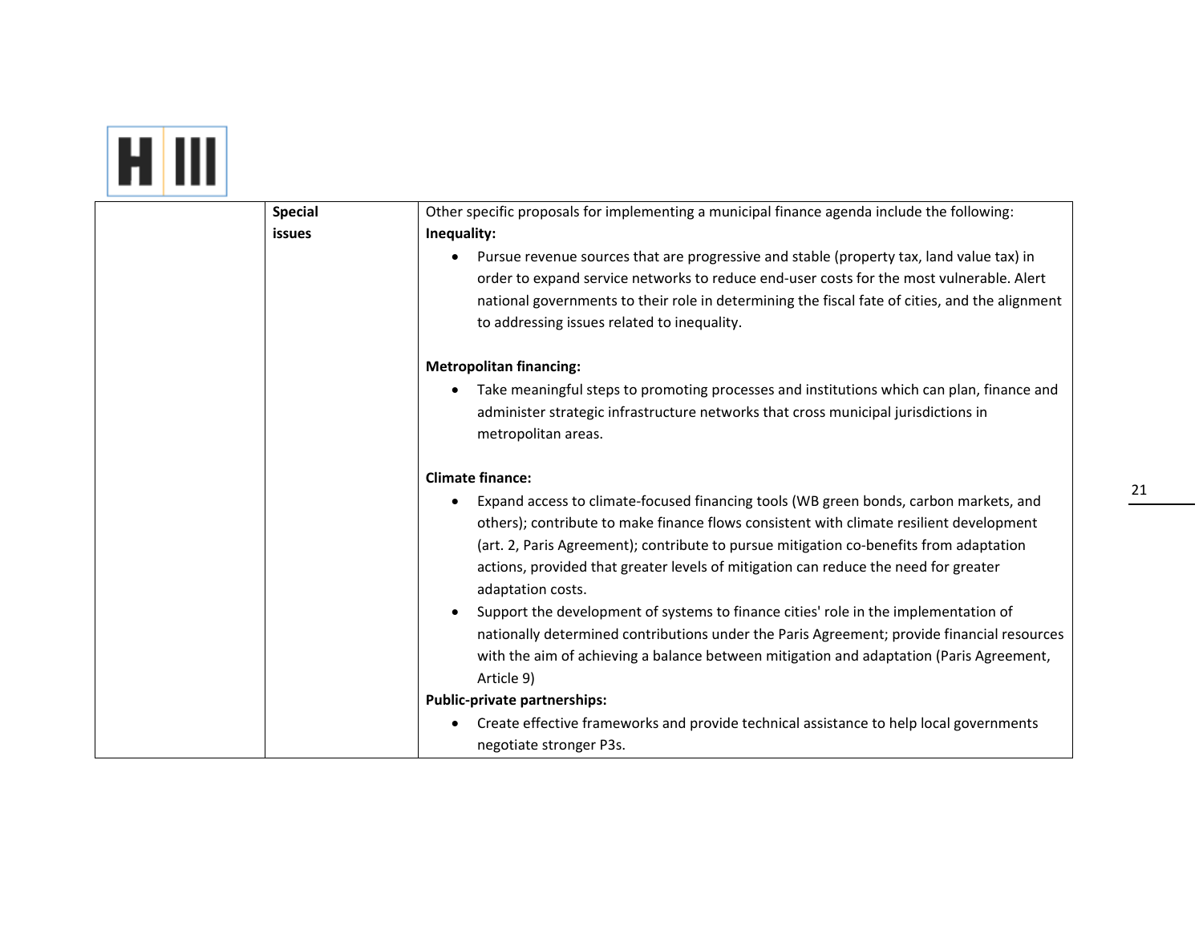| | | |
|---|---|---|
| | **Special issues** | Other specific proposals for implementing a municipal finance agenda include the following:<br>**Inequality:**<br>• Pursue revenue sources that are progressive and stable (property tax, land value tax) in order to expand service networks to reduce end-user costs for the most vulnerable. Alert national governments to their role in determining the fiscal fate of cities, and the alignment to addressing issues related to inequality.<br><br>**Metropolitan financing:**<br>• Take meaningful steps to promoting processes and institutions which can plan, finance and administer strategic infrastructure networks that cross municipal jurisdictions in metropolitan areas.<br><br>**Climate finance:**<br>• Expand access to climate-focused financing tools (WB green bonds, carbon markets, and others); contribute to make finance flows consistent with climate resilient development (art. 2, Paris Agreement); contribute to pursue mitigation co-benefits from adaptation actions, provided that greater levels of mitigation can reduce the need for greater adaptation costs.<br>• Support the development of systems to finance cities' role in the implementation of nationally determined contributions under the Paris Agreement; provide financial resources with the aim of achieving a balance between mitigation and adaptation (Paris Agreement, Article 9)<br>**Public-private partnerships:**<br>• Create effective frameworks and provide technical assistance to help local governments negotiate stronger P3s. |